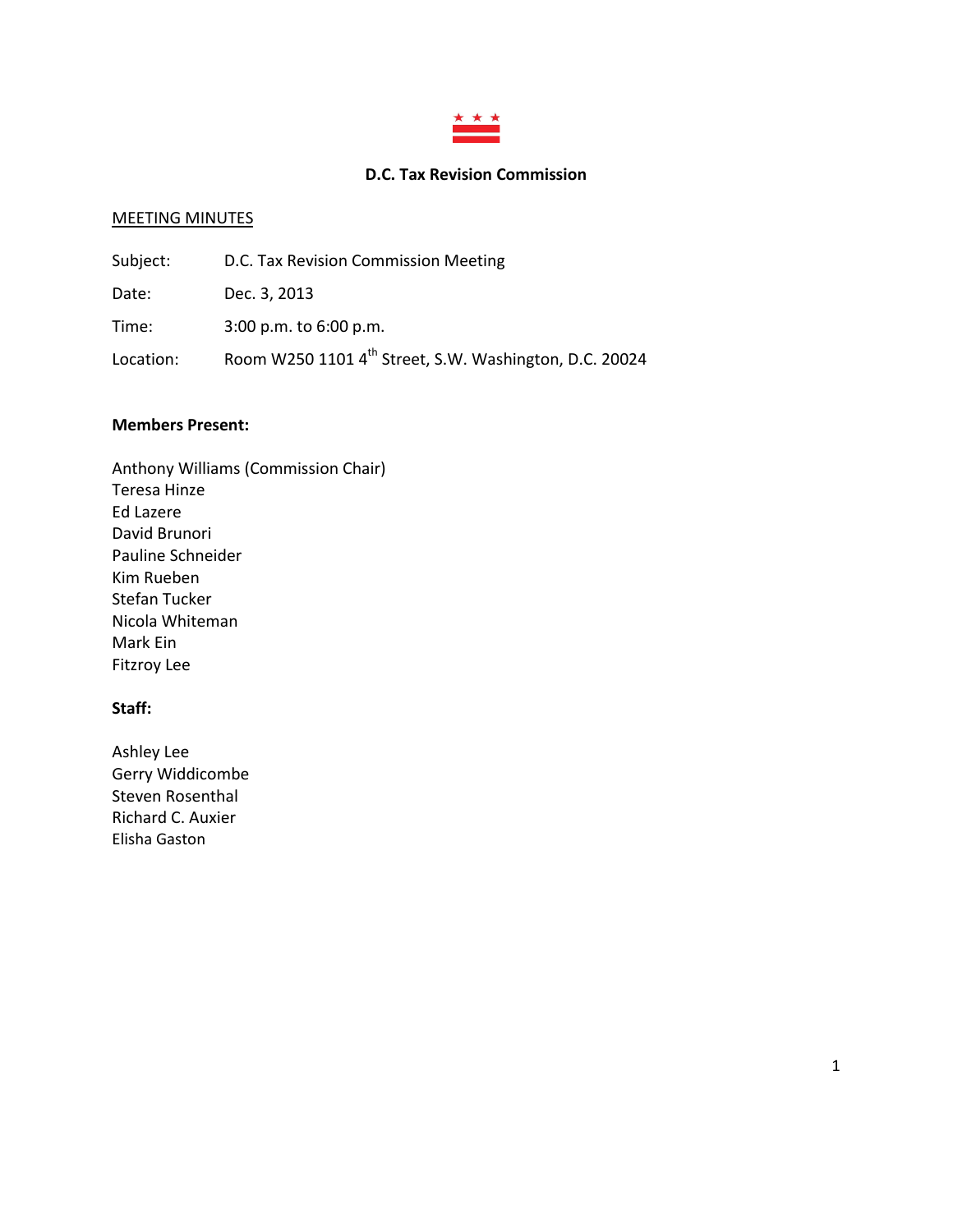# D.C. Tax Revision Commission

MEETING MINUTES

Subject: D.C. Tax Revision Commission Meeting

Date: Dec. 3, 2013

Time: 3:00 p.m. to 6:00 p.m.

Location: Room W250 1101 4th Street, S.W. Washington, D.C. 20024

**Members Present:**

Anthony Williams (Commission Chair)
Teresa Hinze
Ed Lazere
David Brunori
Pauline Schneider
Kim Rueben
Stefan Tucker
Nicola Whiteman
Mark Ein
Fitzroy Lee

**Staff:**

Ashley Lee
Gerry Widdicombe
Steven Rosenthal
Richard C. Auxier
Elisha Gaston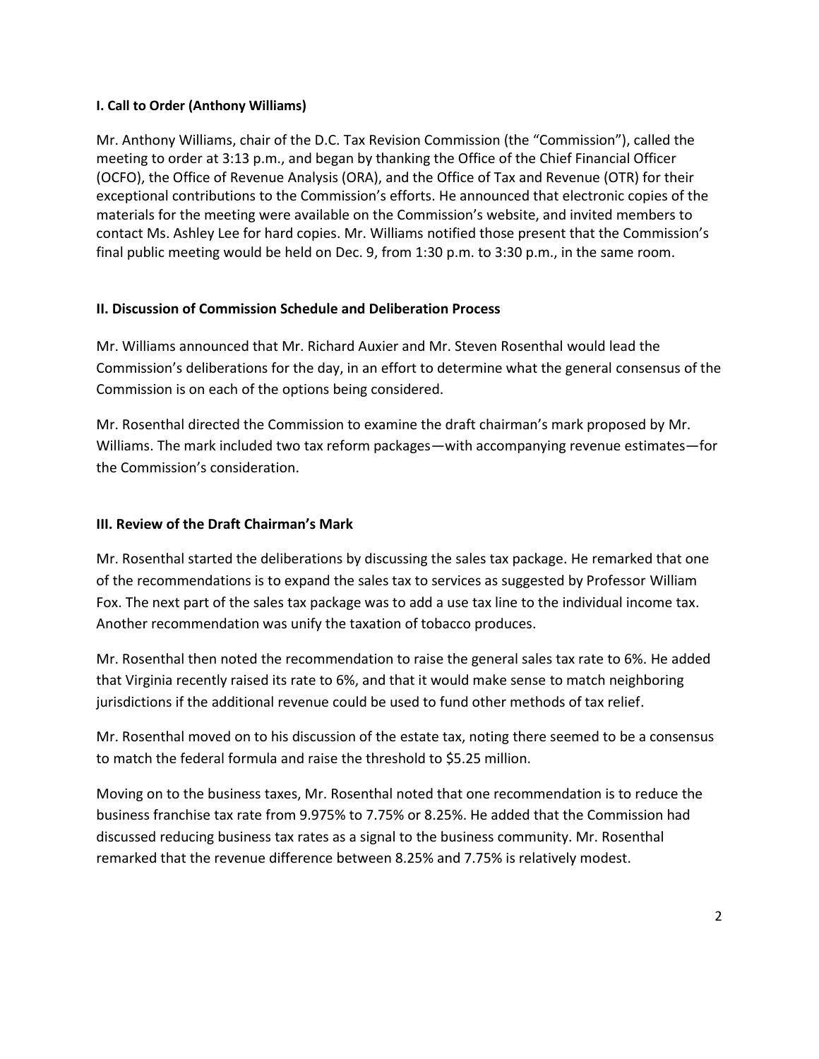**I. Call to Order (Anthony Williams)**

Mr. Anthony Williams, chair of the D.C. Tax Revision Commission (the "Commission"), called the meeting to order at 3:13 p.m., and began by thanking the Office of the Chief Financial Officer (OCFO), the Office of Revenue Analysis (ORA), and the Office of Tax and Revenue (OTR) for their exceptional contributions to the Commission's efforts. He announced that electronic copies of the materials for the meeting were available on the Commission's website, and invited members to contact Ms. Ashley Lee for hard copies. Mr. Williams notified those present that the Commission's final public meeting would be held on Dec. 9, from 1:30 p.m. to 3:30 p.m., in the same room.

**II. Discussion of Commission Schedule and Deliberation Process**

Mr. Williams announced that Mr. Richard Auxier and Mr. Steven Rosenthal would lead the Commission's deliberations for the day, in an effort to determine what the general consensus of the Commission is on each of the options being considered.

Mr. Rosenthal directed the Commission to examine the draft chairman's mark proposed by Mr. Williams. The mark included two tax reform packages—with accompanying revenue estimates—for the Commission's consideration.

**III. Review of the Draft Chairman's Mark**

Mr. Rosenthal started the deliberations by discussing the sales tax package. He remarked that one of the recommendations is to expand the sales tax to services as suggested by Professor William Fox. The next part of the sales tax package was to add a use tax line to the individual income tax. Another recommendation was unify the taxation of tobacco produces.

Mr. Rosenthal then noted the recommendation to raise the general sales tax rate to 6%. He added that Virginia recently raised its rate to 6%, and that it would make sense to match neighboring jurisdictions if the additional revenue could be used to fund other methods of tax relief.

Mr. Rosenthal moved on to his discussion of the estate tax, noting there seemed to be a consensus to match the federal formula and raise the threshold to $5.25 million.

Moving on to the business taxes, Mr. Rosenthal noted that one recommendation is to reduce the business franchise tax rate from 9.975% to 7.75% or 8.25%. He added that the Commission had discussed reducing business tax rates as a signal to the business community. Mr. Rosenthal remarked that the revenue difference between 8.25% and 7.75% is relatively modest.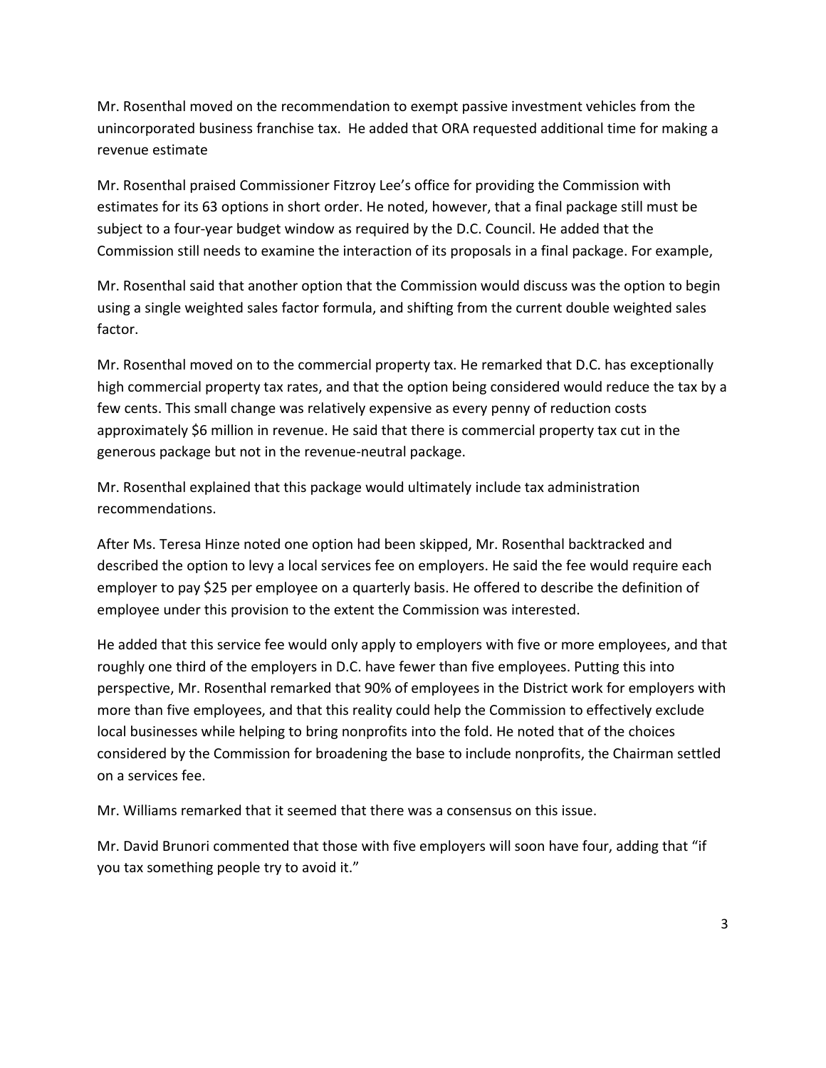Mr. Rosenthal moved on the recommendation to exempt passive investment vehicles from the unincorporated business franchise tax. He added that ORA requested additional time for making a revenue estimate

Mr. Rosenthal praised Commissioner Fitzroy Lee's office for providing the Commission with estimates for its 63 options in short order. He noted, however, that a final package still must be subject to a four-year budget window as required by the D.C. Council. He added that the Commission still needs to examine the interaction of its proposals in a final package. For example,

Mr. Rosenthal said that another option that the Commission would discuss was the option to begin using a single weighted sales factor formula, and shifting from the current double weighted sales factor.

Mr. Rosenthal moved on to the commercial property tax. He remarked that D.C. has exceptionally high commercial property tax rates, and that the option being considered would reduce the tax by a few cents. This small change was relatively expensive as every penny of reduction costs approximately $6 million in revenue. He said that there is commercial property tax cut in the generous package but not in the revenue-neutral package.

Mr. Rosenthal explained that this package would ultimately include tax administration recommendations.

After Ms. Teresa Hinze noted one option had been skipped, Mr. Rosenthal backtracked and described the option to levy a local services fee on employers. He said the fee would require each employer to pay $25 per employee on a quarterly basis. He offered to describe the definition of employee under this provision to the extent the Commission was interested.

He added that this service fee would only apply to employers with five or more employees, and that roughly one third of the employers in D.C. have fewer than five employees. Putting this into perspective, Mr. Rosenthal remarked that 90% of employees in the District work for employers with more than five employees, and that this reality could help the Commission to effectively exclude local businesses while helping to bring nonprofits into the fold. He noted that of the choices considered by the Commission for broadening the base to include nonprofits, the Chairman settled on a services fee.

Mr. Williams remarked that it seemed that there was a consensus on this issue.

Mr. David Brunori commented that those with five employers will soon have four, adding that "if you tax something people try to avoid it."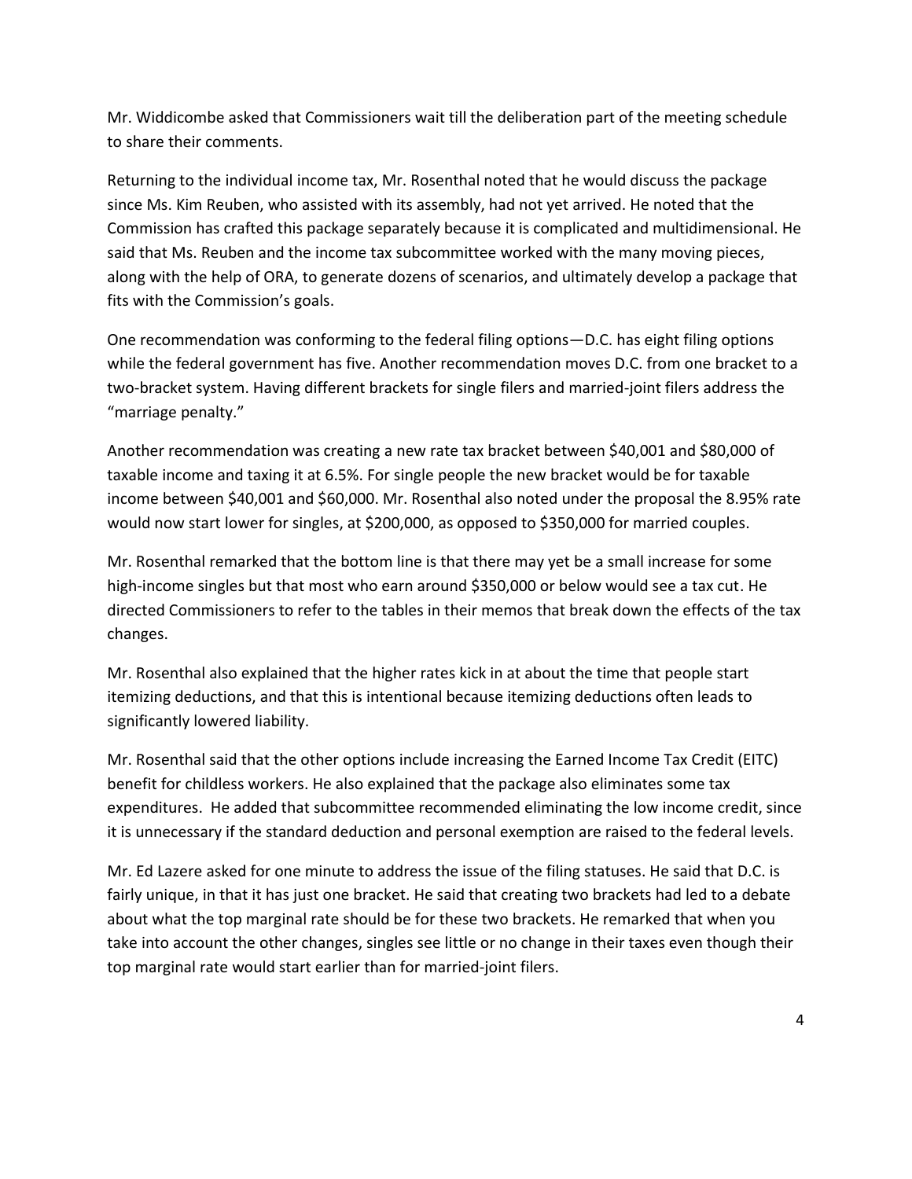Mr. Widdicombe asked that Commissioners wait till the deliberation part of the meeting schedule to share their comments.

Returning to the individual income tax, Mr. Rosenthal noted that he would discuss the package since Ms. Kim Reuben, who assisted with its assembly, had not yet arrived. He noted that the Commission has crafted this package separately because it is complicated and multidimensional. He said that Ms. Reuben and the income tax subcommittee worked with the many moving pieces, along with the help of ORA, to generate dozens of scenarios, and ultimately develop a package that fits with the Commission's goals.

One recommendation was conforming to the federal filing options—D.C. has eight filing options while the federal government has five. Another recommendation moves D.C. from one bracket to a two-bracket system. Having different brackets for single filers and married-joint filers address the "marriage penalty."

Another recommendation was creating a new rate tax bracket between $40,001 and $80,000 of taxable income and taxing it at 6.5%. For single people the new bracket would be for taxable income between $40,001 and $60,000. Mr. Rosenthal also noted under the proposal the 8.95% rate would now start lower for singles, at $200,000, as opposed to $350,000 for married couples.

Mr. Rosenthal remarked that the bottom line is that there may yet be a small increase for some high-income singles but that most who earn around $350,000 or below would see a tax cut. He directed Commissioners to refer to the tables in their memos that break down the effects of the tax changes.

Mr. Rosenthal also explained that the higher rates kick in at about the time that people start itemizing deductions, and that this is intentional because itemizing deductions often leads to significantly lowered liability.

Mr. Rosenthal said that the other options include increasing the Earned Income Tax Credit (EITC) benefit for childless workers. He also explained that the package also eliminates some tax expenditures. He added that subcommittee recommended eliminating the low income credit, since it is unnecessary if the standard deduction and personal exemption are raised to the federal levels.

Mr. Ed Lazere asked for one minute to address the issue of the filing statuses. He said that D.C. is fairly unique, in that it has just one bracket. He said that creating two brackets had led to a debate about what the top marginal rate should be for these two brackets. He remarked that when you take into account the other changes, singles see little or no change in their taxes even though their top marginal rate would start earlier than for married-joint filers.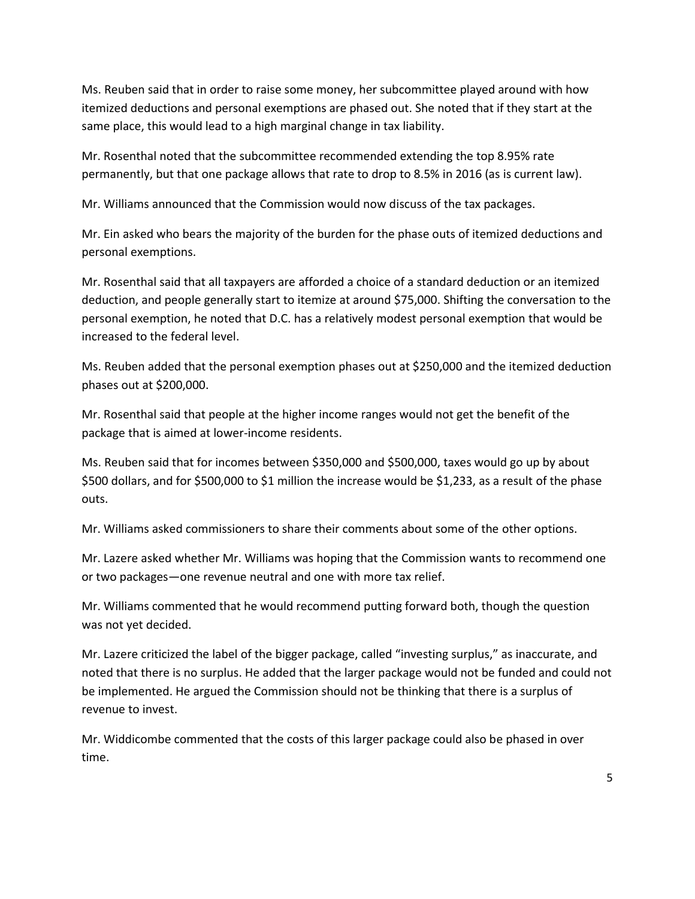Ms. Reuben said that in order to raise some money, her subcommittee played around with how itemized deductions and personal exemptions are phased out. She noted that if they start at the same place, this would lead to a high marginal change in tax liability.

Mr. Rosenthal noted that the subcommittee recommended extending the top 8.95% rate permanently, but that one package allows that rate to drop to 8.5% in 2016 (as is current law).

Mr. Williams announced that the Commission would now discuss of the tax packages.

Mr. Ein asked who bears the majority of the burden for the phase outs of itemized deductions and personal exemptions.

Mr. Rosenthal said that all taxpayers are afforded a choice of a standard deduction or an itemized deduction, and people generally start to itemize at around $75,000. Shifting the conversation to the personal exemption, he noted that D.C. has a relatively modest personal exemption that would be increased to the federal level.

Ms. Reuben added that the personal exemption phases out at $250,000 and the itemized deduction phases out at $200,000.

Mr. Rosenthal said that people at the higher income ranges would not get the benefit of the package that is aimed at lower-income residents.

Ms. Reuben said that for incomes between $350,000 and $500,000, taxes would go up by about $500 dollars, and for $500,000 to $1 million the increase would be $1,233, as a result of the phase outs.

Mr. Williams asked commissioners to share their comments about some of the other options.

Mr. Lazere asked whether Mr. Williams was hoping that the Commission wants to recommend one or two packages—one revenue neutral and one with more tax relief.

Mr. Williams commented that he would recommend putting forward both, though the question was not yet decided.

Mr. Lazere criticized the label of the bigger package, called "investing surplus," as inaccurate, and noted that there is no surplus. He added that the larger package would not be funded and could not be implemented. He argued the Commission should not be thinking that there is a surplus of revenue to invest.

Mr. Widdicombe commented that the costs of this larger package could also be phased in over time.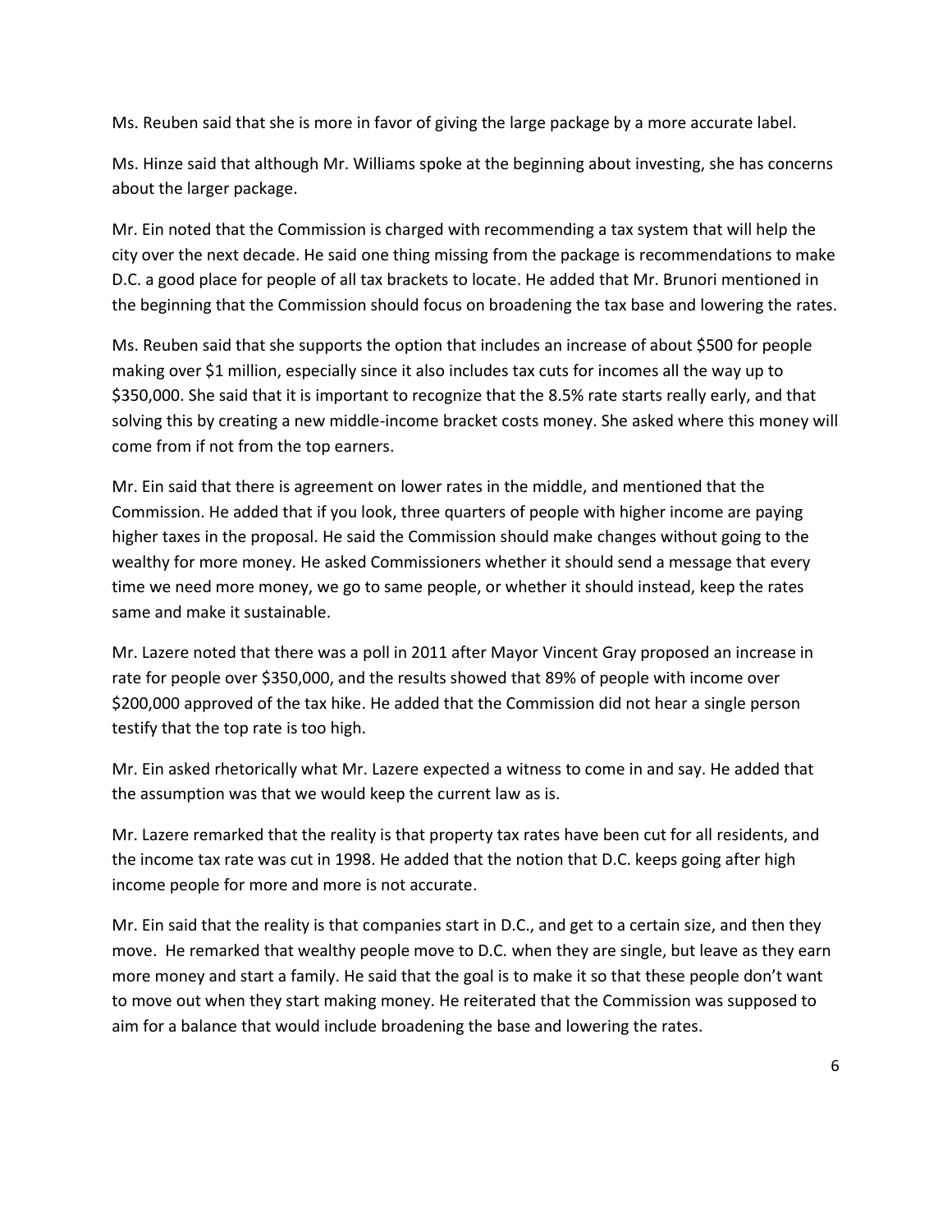Ms. Reuben said that she is more in favor of giving the large package by a more accurate label.

Ms. Hinze said that although Mr. Williams spoke at the beginning about investing, she has concerns about the larger package.

Mr. Ein noted that the Commission is charged with recommending a tax system that will help the city over the next decade. He said one thing missing from the package is recommendations to make D.C. a good place for people of all tax brackets to locate. He added that Mr. Brunori mentioned in the beginning that the Commission should focus on broadening the tax base and lowering the rates.

Ms. Reuben said that she supports the option that includes an increase of about $500 for people making over $1 million, especially since it also includes tax cuts for incomes all the way up to $350,000. She said that it is important to recognize that the 8.5% rate starts really early, and that solving this by creating a new middle-income bracket costs money. She asked where this money will come from if not from the top earners.

Mr. Ein said that there is agreement on lower rates in the middle, and mentioned that the Commission. He added that if you look, three quarters of people with higher income are paying higher taxes in the proposal. He said the Commission should make changes without going to the wealthy for more money. He asked Commissioners whether it should send a message that every time we need more money, we go to same people, or whether it should instead, keep the rates same and make it sustainable.

Mr. Lazere noted that there was a poll in 2011 after Mayor Vincent Gray proposed an increase in rate for people over $350,000, and the results showed that 89% of people with income over $200,000 approved of the tax hike. He added that the Commission did not hear a single person testify that the top rate is too high.

Mr. Ein asked rhetorically what Mr. Lazere expected a witness to come in and say. He added that the assumption was that we would keep the current law as is.

Mr. Lazere remarked that the reality is that property tax rates have been cut for all residents, and the income tax rate was cut in 1998. He added that the notion that D.C. keeps going after high income people for more and more is not accurate.

Mr. Ein said that the reality is that companies start in D.C., and get to a certain size, and then they move. He remarked that wealthy people move to D.C. when they are single, but leave as they earn more money and start a family. He said that the goal is to make it so that these people don't want to move out when they start making money. He reiterated that the Commission was supposed to aim for a balance that would include broadening the base and lowering the rates.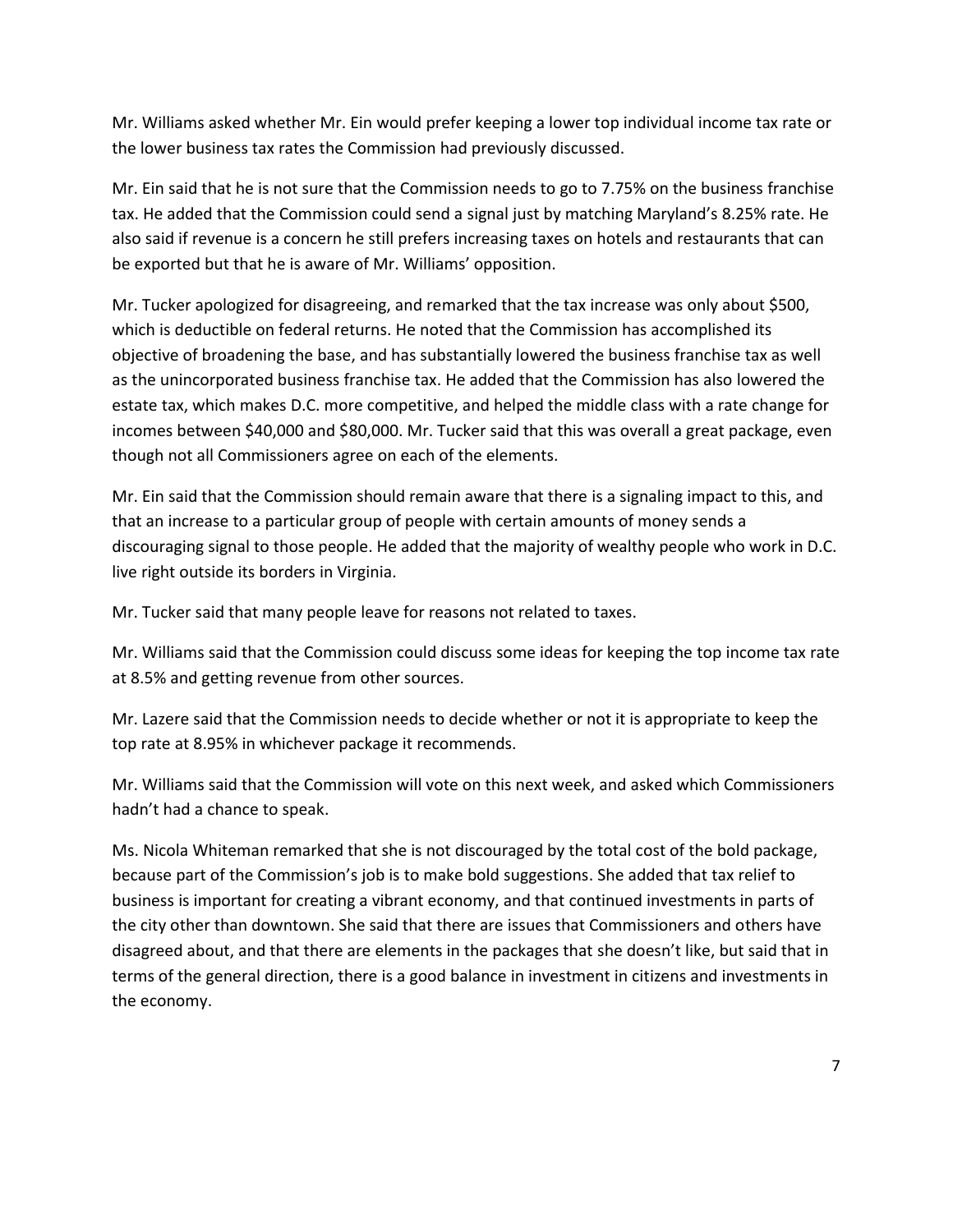Mr. Williams asked whether Mr. Ein would prefer keeping a lower top individual income tax rate or the lower business tax rates the Commission had previously discussed.

Mr. Ein said that he is not sure that the Commission needs to go to 7.75% on the business franchise tax. He added that the Commission could send a signal just by matching Maryland's 8.25% rate. He also said if revenue is a concern he still prefers increasing taxes on hotels and restaurants that can be exported but that he is aware of Mr. Williams' opposition.

Mr. Tucker apologized for disagreeing, and remarked that the tax increase was only about $500, which is deductible on federal returns. He noted that the Commission has accomplished its objective of broadening the base, and has substantially lowered the business franchise tax as well as the unincorporated business franchise tax. He added that the Commission has also lowered the estate tax, which makes D.C. more competitive, and helped the middle class with a rate change for incomes between $40,000 and $80,000. Mr. Tucker said that this was overall a great package, even though not all Commissioners agree on each of the elements.

Mr. Ein said that the Commission should remain aware that there is a signaling impact to this, and that an increase to a particular group of people with certain amounts of money sends a discouraging signal to those people. He added that the majority of wealthy people who work in D.C. live right outside its borders in Virginia.

Mr. Tucker said that many people leave for reasons not related to taxes.

Mr. Williams said that the Commission could discuss some ideas for keeping the top income tax rate at 8.5% and getting revenue from other sources.

Mr. Lazere said that the Commission needs to decide whether or not it is appropriate to keep the top rate at 8.95% in whichever package it recommends.

Mr. Williams said that the Commission will vote on this next week, and asked which Commissioners hadn't had a chance to speak.

Ms. Nicola Whiteman remarked that she is not discouraged by the total cost of the bold package, because part of the Commission's job is to make bold suggestions. She added that tax relief to business is important for creating a vibrant economy, and that continued investments in parts of the city other than downtown. She said that there are issues that Commissioners and others have disagreed about, and that there are elements in the packages that she doesn't like, but said that in terms of the general direction, there is a good balance in investment in citizens and investments in the economy.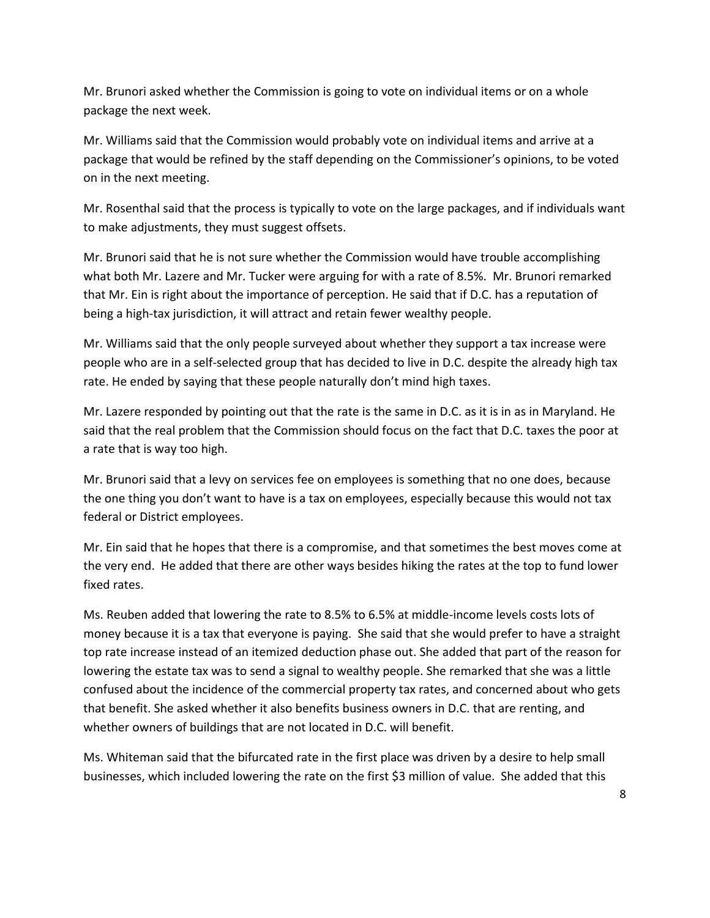Mr. Brunori asked whether the Commission is going to vote on individual items or on a whole package the next week.

Mr. Williams said that the Commission would probably vote on individual items and arrive at a package that would be refined by the staff depending on the Commissioner's opinions, to be voted on in the next meeting.

Mr. Rosenthal said that the process is typically to vote on the large packages, and if individuals want to make adjustments, they must suggest offsets.

Mr. Brunori said that he is not sure whether the Commission would have trouble accomplishing what both Mr. Lazere and Mr. Tucker were arguing for with a rate of 8.5%. Mr. Brunori remarked that Mr. Ein is right about the importance of perception. He said that if D.C. has a reputation of being a high-tax jurisdiction, it will attract and retain fewer wealthy people.

Mr. Williams said that the only people surveyed about whether they support a tax increase were people who are in a self-selected group that has decided to live in D.C. despite the already high tax rate. He ended by saying that these people naturally don't mind high taxes.

Mr. Lazere responded by pointing out that the rate is the same in D.C. as it is in as in Maryland. He said that the real problem that the Commission should focus on the fact that D.C. taxes the poor at a rate that is way too high.

Mr. Brunori said that a levy on services fee on employees is something that no one does, because the one thing you don't want to have is a tax on employees, especially because this would not tax federal or District employees.

Mr. Ein said that he hopes that there is a compromise, and that sometimes the best moves come at the very end. He added that there are other ways besides hiking the rates at the top to fund lower fixed rates.

Ms. Reuben added that lowering the rate to 8.5% to 6.5% at middle-income levels costs lots of money because it is a tax that everyone is paying. She said that she would prefer to have a straight top rate increase instead of an itemized deduction phase out. She added that part of the reason for lowering the estate tax was to send a signal to wealthy people. She remarked that she was a little confused about the incidence of the commercial property tax rates, and concerned about who gets that benefit. She asked whether it also benefits business owners in D.C. that are renting, and whether owners of buildings that are not located in D.C. will benefit.

Ms. Whiteman said that the bifurcated rate in the first place was driven by a desire to help small businesses, which included lowering the rate on the first $3 million of value. She added that this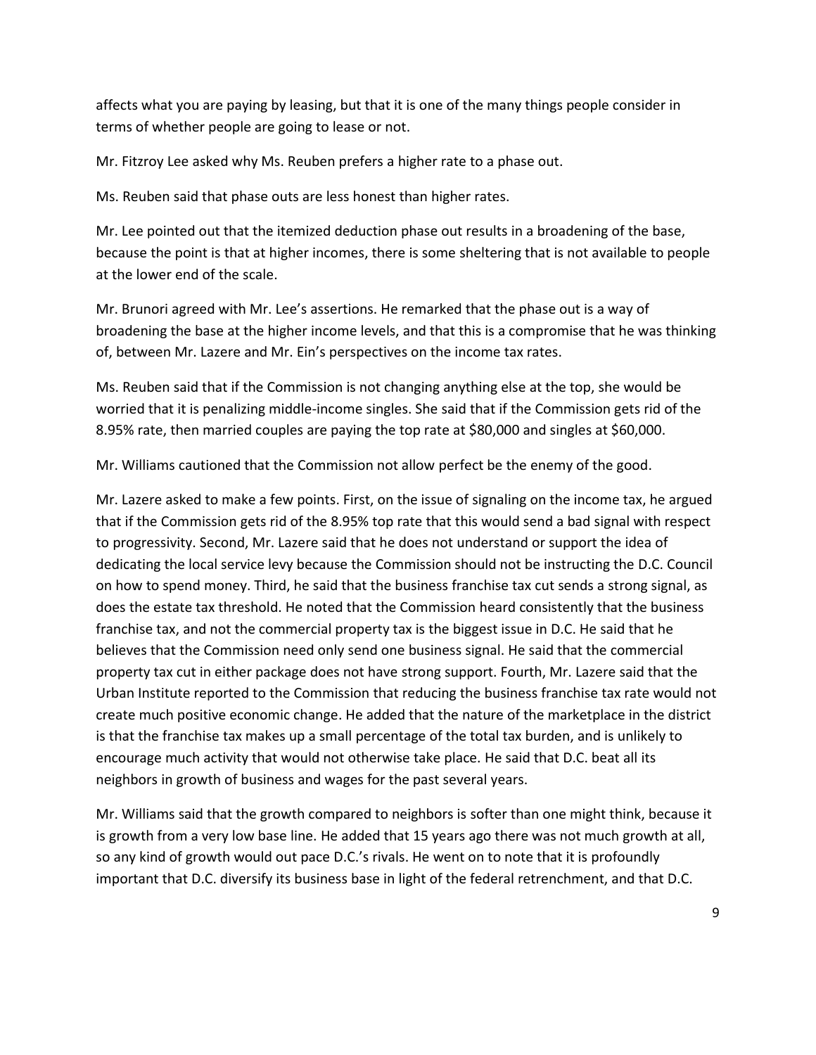affects what you are paying by leasing, but that it is one of the many things people consider in terms of whether people are going to lease or not.

Mr. Fitzroy Lee asked why Ms. Reuben prefers a higher rate to a phase out.

Ms. Reuben said that phase outs are less honest than higher rates.

Mr. Lee pointed out that the itemized deduction phase out results in a broadening of the base, because the point is that at higher incomes, there is some sheltering that is not available to people at the lower end of the scale.

Mr. Brunori agreed with Mr. Lee's assertions. He remarked that the phase out is a way of broadening the base at the higher income levels, and that this is a compromise that he was thinking of, between Mr. Lazere and Mr. Ein's perspectives on the income tax rates.

Ms. Reuben said that if the Commission is not changing anything else at the top, she would be worried that it is penalizing middle-income singles. She said that if the Commission gets rid of the 8.95% rate, then married couples are paying the top rate at $80,000 and singles at $60,000.

Mr. Williams cautioned that the Commission not allow perfect be the enemy of the good.

Mr. Lazere asked to make a few points. First, on the issue of signaling on the income tax, he argued that if the Commission gets rid of the 8.95% top rate that this would send a bad signal with respect to progressivity. Second, Mr. Lazere said that he does not understand or support the idea of dedicating the local service levy because the Commission should not be instructing the D.C. Council on how to spend money. Third, he said that the business franchise tax cut sends a strong signal, as does the estate tax threshold. He noted that the Commission heard consistently that the business franchise tax, and not the commercial property tax is the biggest issue in D.C. He said that he believes that the Commission need only send one business signal. He said that the commercial property tax cut in either package does not have strong support. Fourth, Mr. Lazere said that the Urban Institute reported to the Commission that reducing the business franchise tax rate would not create much positive economic change. He added that the nature of the marketplace in the district is that the franchise tax makes up a small percentage of the total tax burden, and is unlikely to encourage much activity that would not otherwise take place. He said that D.C. beat all its neighbors in growth of business and wages for the past several years.

Mr. Williams said that the growth compared to neighbors is softer than one might think, because it is growth from a very low base line. He added that 15 years ago there was not much growth at all, so any kind of growth would out pace D.C.'s rivals. He went on to note that it is profoundly important that D.C. diversify its business base in light of the federal retrenchment, and that D.C.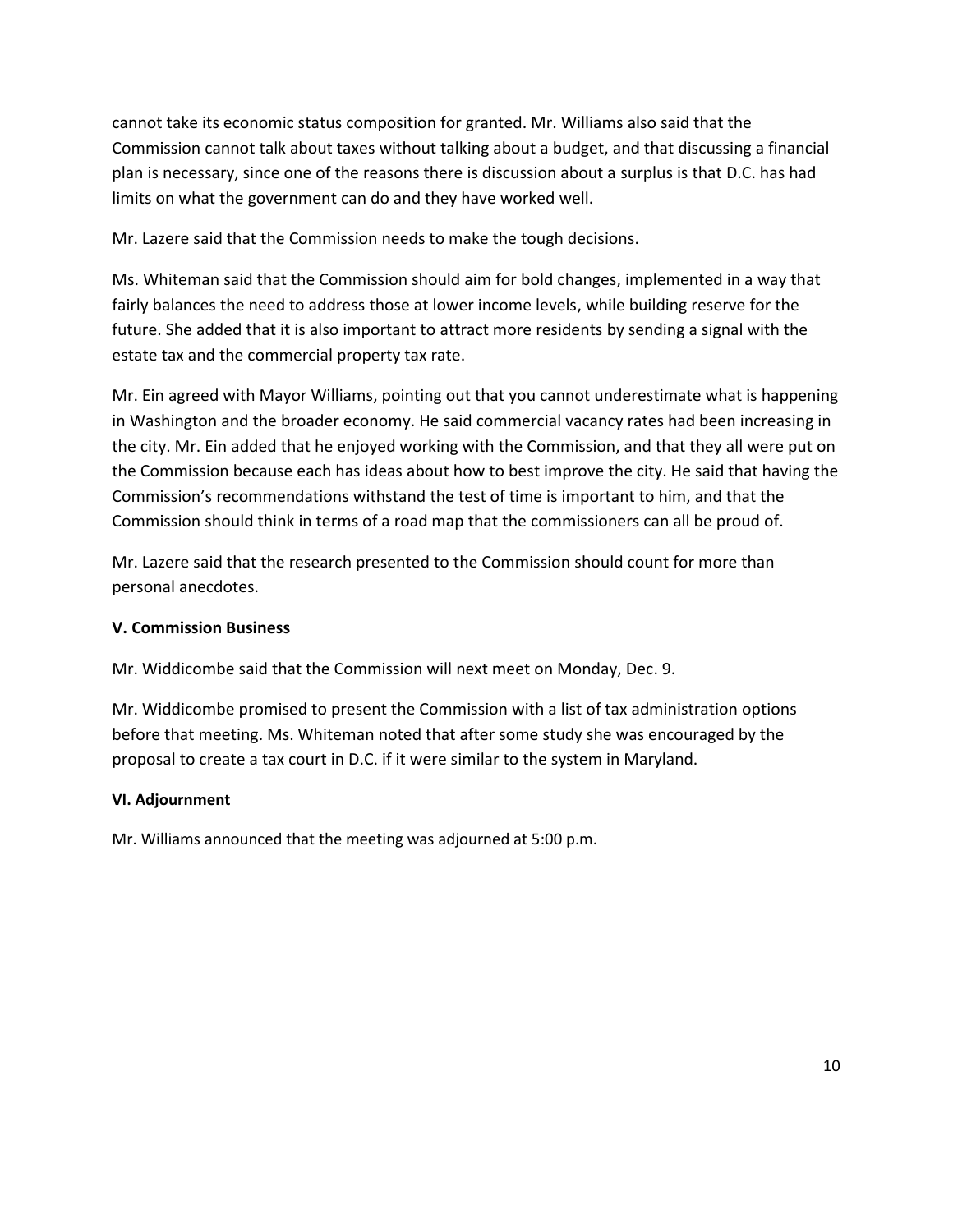cannot take its economic status composition for granted. Mr. Williams also said that the Commission cannot talk about taxes without talking about a budget, and that discussing a financial plan is necessary, since one of the reasons there is discussion about a surplus is that D.C. has had limits on what the government can do and they have worked well.

Mr. Lazere said that the Commission needs to make the tough decisions.

Ms. Whiteman said that the Commission should aim for bold changes, implemented in a way that fairly balances the need to address those at lower income levels, while building reserve for the future. She added that it is also important to attract more residents by sending a signal with the estate tax and the commercial property tax rate.

Mr. Ein agreed with Mayor Williams, pointing out that you cannot underestimate what is happening in Washington and the broader economy. He said commercial vacancy rates had been increasing in the city. Mr. Ein added that he enjoyed working with the Commission, and that they all were put on the Commission because each has ideas about how to best improve the city. He said that having the Commission's recommendations withstand the test of time is important to him, and that the Commission should think in terms of a road map that the commissioners can all be proud of.

Mr. Lazere said that the research presented to the Commission should count for more than personal anecdotes.

**V. Commission Business**

Mr. Widdicombe said that the Commission will next meet on Monday, Dec. 9.

Mr. Widdicombe promised to present the Commission with a list of tax administration options before that meeting. Ms. Whiteman noted that after some study she was encouraged by the proposal to create a tax court in D.C. if it were similar to the system in Maryland.

**VI. Adjournment**

Mr. Williams announced that the meeting was adjourned at 5:00 p.m.